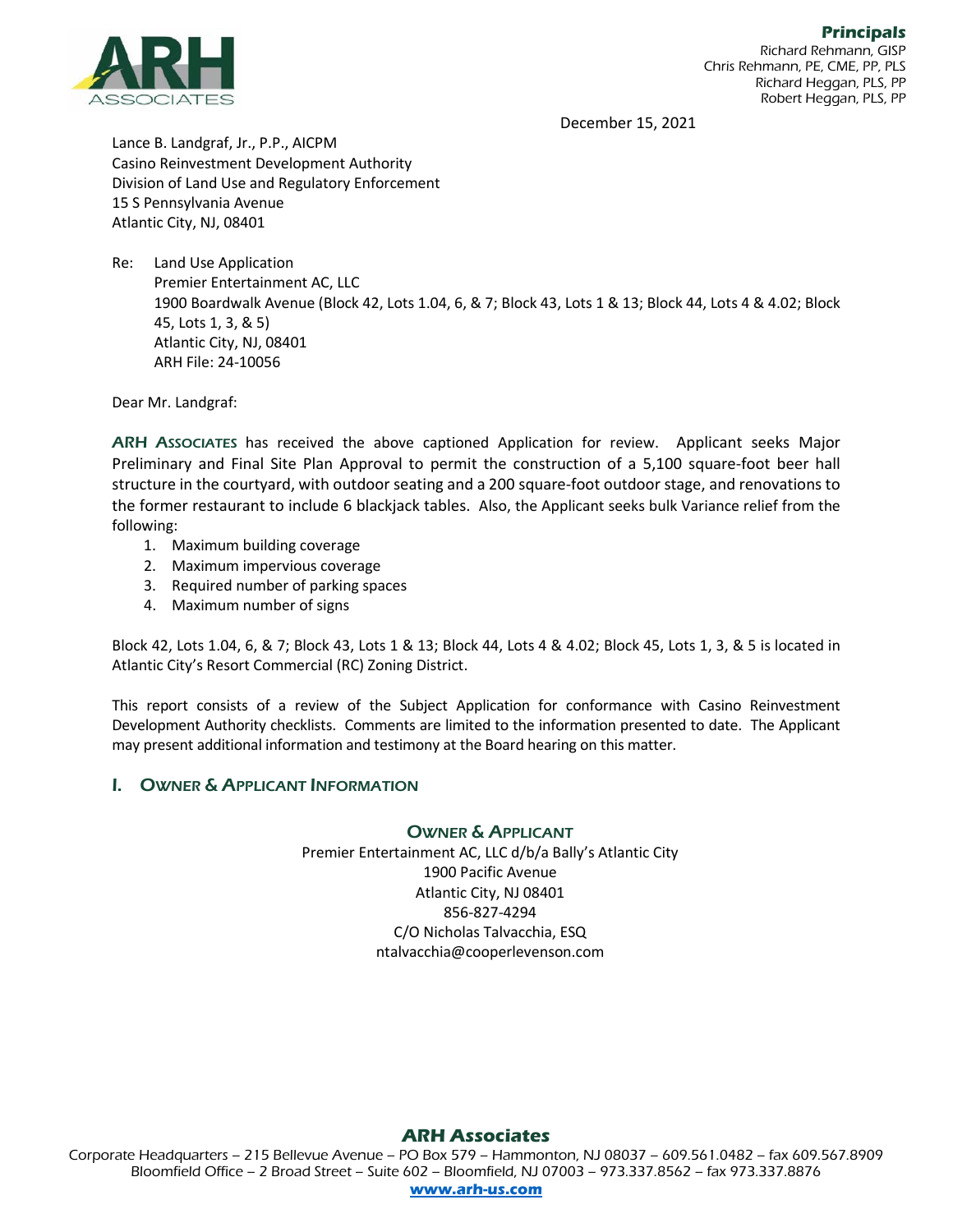**Principals**
Richard Rehmann, GISP
Chris Rehmann, PE, CME, PP, PLS
Richard Heggan, PLS, PP
Robert Heggan, PLS, PP

December 15, 2021

Lance B. Landgraf, Jr., P.P., AICPM
Casino Reinvestment Development Authority
Division of Land Use and Regulatory Enforcement
15 S Pennsylvania Avenue
Atlantic City, NJ, 08401

Re: Land Use Application
Premier Entertainment AC, LLC
1900 Boardwalk Avenue (Block 42, Lots 1.04, 6, & 7; Block 43, Lots 1 & 13; Block 44, Lots 4 & 4.02; Block 45, Lots 1, 3, & 5)
Atlantic City, NJ, 08401
ARH File: 24-10056

Dear Mr. Landgraf:

**ARH Associates** has received the above captioned Application for review. Applicant seeks Major Preliminary and Final Site Plan Approval to permit the construction of a 5,100 square-foot beer hall structure in the courtyard, with outdoor seating and a 200 square-foot outdoor stage, and renovations to the former restaurant to include 6 blackjack tables. Also, the Applicant seeks bulk Variance relief from the following:

1. Maximum building coverage
2. Maximum impervious coverage
3. Required number of parking spaces
4. Maximum number of signs

Block 42, Lots 1.04, 6, & 7; Block 43, Lots 1 & 13; Block 44, Lots 4 & 4.02; Block 45, Lots 1, 3, & 5 is located in Atlantic City's Resort Commercial (RC) Zoning District.

This report consists of a review of the Subject Application for conformance with Casino Reinvestment Development Authority checklists. Comments are limited to the information presented to date. The Applicant may present additional information and testimony at the Board hearing on this matter.

## I. Owner & Applicant Information

### Owner & Applicant

Premier Entertainment AC, LLC d/b/a Bally's Atlantic City
1900 Pacific Avenue
Atlantic City, NJ 08401
856-827-4294
C/O Nicholas Talvacchia, ESQ
ntalvacchia@cooperlevenson.com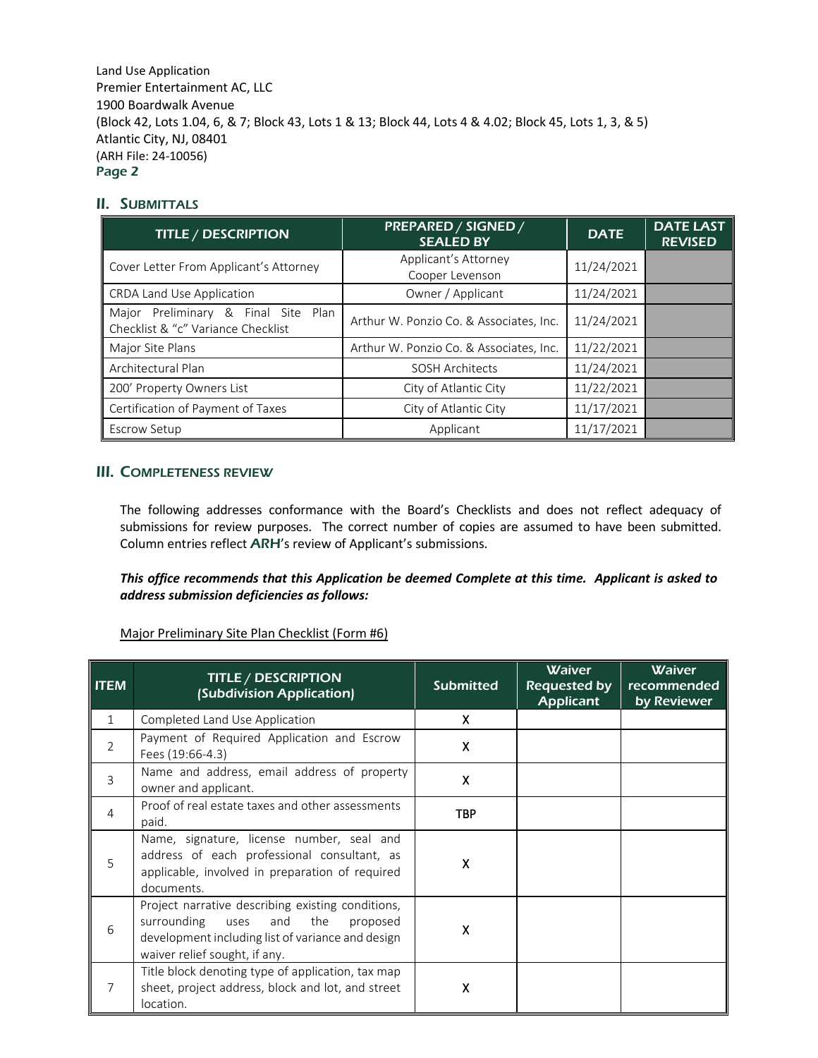Land Use Application
Premier Entertainment AC, LLC
1900 Boardwalk Avenue
(Block 42, Lots 1.04, 6, & 7; Block 43, Lots 1 & 13; Block 44, Lots 4 & 4.02; Block 45, Lots 1, 3, & 5)
Atlantic City, NJ, 08401
(ARH File: 24-10056)

## II. SUBMITTALS

| TITLE / DESCRIPTION | PREPARED / SIGNED / SEALED BY | DATE | DATE LAST REVISED |
|---|---|---|---|
| Cover Letter From Applicant's Attorney | Applicant's Attorney Cooper Levenson | 11/24/2021 | |
| CRDA Land Use Application | Owner / Applicant | 11/24/2021 | |
| Major Preliminary & Final Site Plan Checklist & "c" Variance Checklist | Arthur W. Ponzio Co. & Associates, Inc. | 11/24/2021 | |
| Major Site Plans | Arthur W. Ponzio Co. & Associates, Inc. | 11/22/2021 | |
| Architectural Plan | SOSH Architects | 11/24/2021 | |
| 200' Property Owners List | City of Atlantic City | 11/22/2021 | |
| Certification of Payment of Taxes | City of Atlantic City | 11/17/2021 | |
| Escrow Setup | Applicant | 11/17/2021 | |

## III. COMPLETENESS REVIEW

The following addresses conformance with the Board's Checklists and does not reflect adequacy of submissions for review purposes. The correct number of copies are assumed to have been submitted. Column entries reflect **ARH**'s review of Applicant's submissions.

***This office recommends that this Application be deemed Complete at this time. Applicant is asked to address submission deficiencies as follows:***

Major Preliminary Site Plan Checklist (Form #6)

| ITEM | TITLE / DESCRIPTION (Subdivision Application) | Submitted | Waiver Requested by Applicant | Waiver recommended by Reviewer |
|---|---|---|---|---|
| 1 | Completed Land Use Application | X | | |
| 2 | Payment of Required Application and Escrow Fees (19:66-4.3) | X | | |
| 3 | Name and address, email address of property owner and applicant. | X | | |
| 4 | Proof of real estate taxes and other assessments paid. | TBP | | |
| 5 | Name, signature, license number, seal and address of each professional consultant, as applicable, involved in preparation of required documents. | X | | |
| 6 | Project narrative describing existing conditions, surrounding uses and the proposed development including list of variance and design waiver relief sought, if any. | X | | |
| 7 | Title block denoting type of application, tax map sheet, project address, block and lot, and street location. | X | | |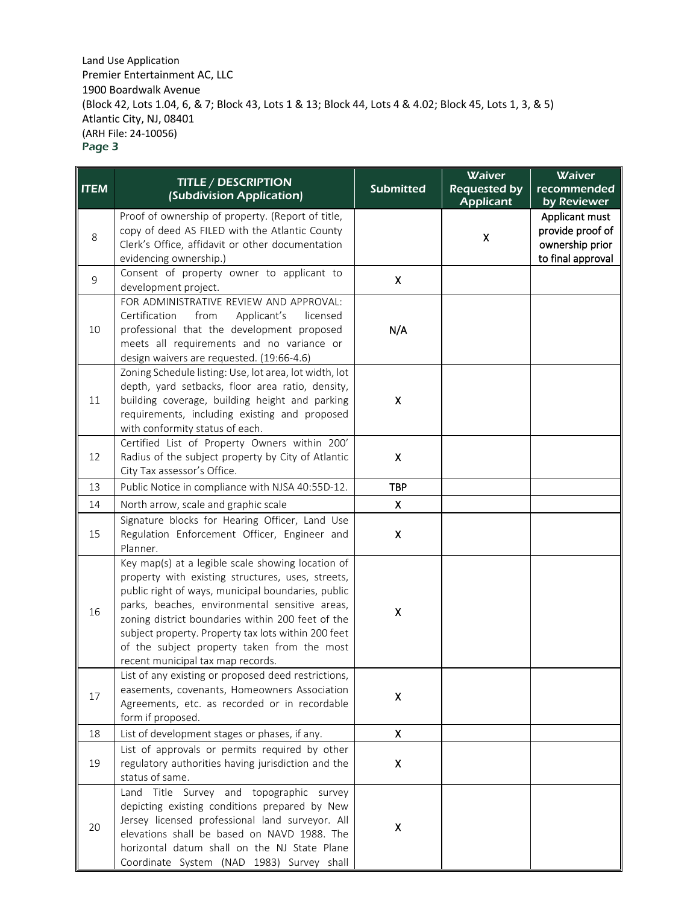Land Use Application
Premier Entertainment AC, LLC
1900 Boardwalk Avenue
(Block 42, Lots 1.04, 6, & 7; Block 43, Lots 1 & 13; Block 44, Lots 4 & 4.02; Block 45, Lots 1, 3, & 5)
Atlantic City, NJ, 08401
(ARH File: 24-10056)

| ITEM | TITLE / DESCRIPTION (Subdivision Application) | Submitted | Waiver Requested by Applicant | Waiver recommended by Reviewer |
|---|---|---|---|---|
| 8 | Proof of ownership of property. (Report of title, copy of deed AS FILED with the Atlantic County Clerk's Office, affidavit or other documentation evidencing ownership.) | | X | Applicant must provide proof of ownership prior to final approval |
| 9 | Consent of property owner to applicant to development project. | X | | |
| 10 | FOR ADMINISTRATIVE REVIEW AND APPROVAL: Certification from Applicant's licensed professional that the development proposed meets all requirements and no variance or design waivers are requested. (19:66-4.6) | N/A | | |
| 11 | Zoning Schedule listing: Use, lot area, lot width, lot depth, yard setbacks, floor area ratio, density, building coverage, building height and parking requirements, including existing and proposed with conformity status of each. | X | | |
| 12 | Certified List of Property Owners within 200' Radius of the subject property by City of Atlantic City Tax assessor's Office. | X | | |
| 13 | Public Notice in compliance with NJSA 40:55D-12. | TBP | | |
| 14 | North arrow, scale and graphic scale | X | | |
| 15 | Signature blocks for Hearing Officer, Land Use Regulation Enforcement Officer, Engineer and Planner. | X | | |
| 16 | Key map(s) at a legible scale showing location of property with existing structures, uses, streets, public right of ways, municipal boundaries, public parks, beaches, environmental sensitive areas, zoning district boundaries within 200 feet of the subject property. Property tax lots within 200 feet of the subject property taken from the most recent municipal tax map records. | X | | |
| 17 | List of any existing or proposed deed restrictions, easements, covenants, Homeowners Association Agreements, etc. as recorded or in recordable form if proposed. | X | | |
| 18 | List of development stages or phases, if any. | X | | |
| 19 | List of approvals or permits required by other regulatory authorities having jurisdiction and the status of same. | X | | |
| 20 | Land Title Survey and topographic survey depicting existing conditions prepared by New Jersey licensed professional land surveyor. All elevations shall be based on NAVD 1988. The horizontal datum shall on the NJ State Plane Coordinate System (NAD 1983) Survey shall | X | | |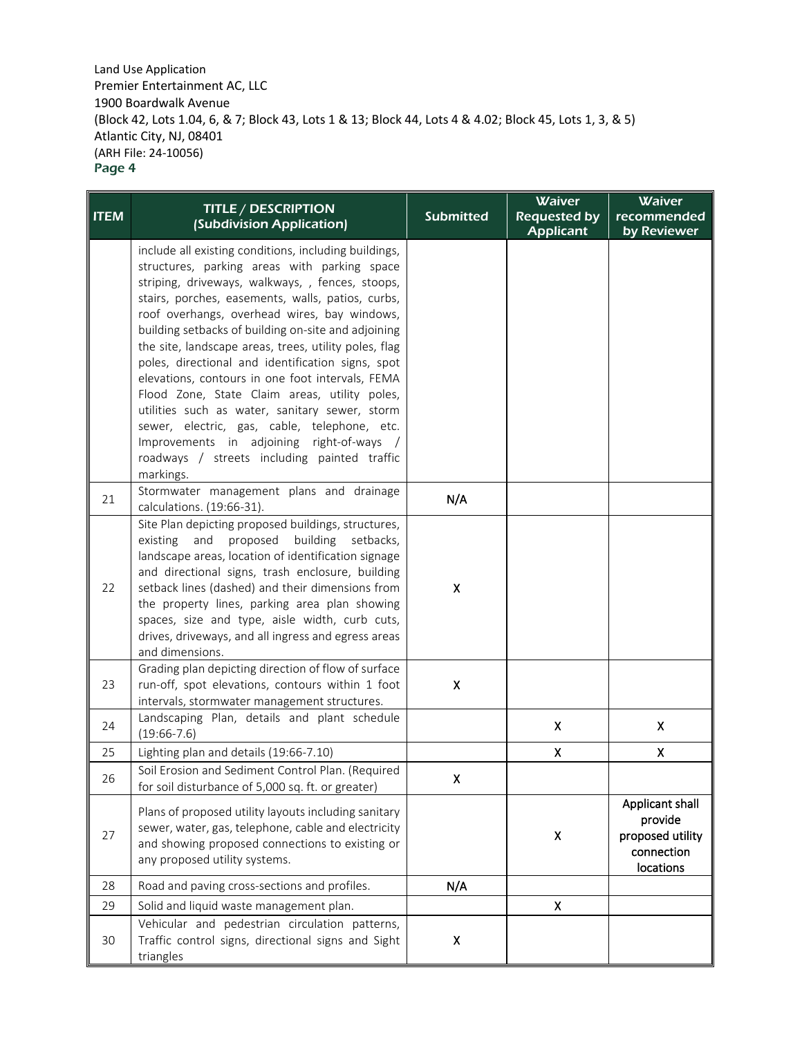Land Use Application
Premier Entertainment AC, LLC
1900 Boardwalk Avenue
(Block 42, Lots 1.04, 6, & 7; Block 43, Lots 1 & 13; Block 44, Lots 4 & 4.02; Block 45, Lots 1, 3, & 5)
Atlantic City, NJ, 08401
(ARH File: 24-10056)
Page 4

| ITEM | TITLE / DESCRIPTION (Subdivision Application) | Submitted | Waiver Requested by Applicant | Waiver recommended by Reviewer |
|---|---|---|---|---|
| | include all existing conditions, including buildings, structures, parking areas with parking space striping, driveways, walkways, , fences, stoops, stairs, porches, easements, walls, patios, curbs, roof overhangs, overhead wires, bay windows, building setbacks of building on-site and adjoining the site, landscape areas, trees, utility poles, flag poles, directional and identification signs, spot elevations, contours in one foot intervals, FEMA Flood Zone, State Claim areas, utility poles, utilities such as water, sanitary sewer, storm sewer, electric, gas, cable, telephone, etc. Improvements in adjoining right-of-ways / roadways / streets including painted traffic markings. | | | |
| 21 | Stormwater management plans and drainage calculations. (19:66-31). | N/A | | |
| 22 | Site Plan depicting proposed buildings, structures, existing and proposed building setbacks, landscape areas, location of identification signage and directional signs, trash enclosure, building setback lines (dashed) and their dimensions from the property lines, parking area plan showing spaces, size and type, aisle width, curb cuts, drives, driveways, and all ingress and egress areas and dimensions. | X | | |
| 23 | Grading plan depicting direction of flow of surface run-off, spot elevations, contours within 1 foot intervals, stormwater management structures. | X | | |
| 24 | Landscaping Plan, details and plant schedule (19:66-7.6) | | X | X |
| 25 | Lighting plan and details (19:66-7.10) | | X | X |
| 26 | Soil Erosion and Sediment Control Plan. (Required for soil disturbance of 5,000 sq. ft. or greater) | X | | |
| 27 | Plans of proposed utility layouts including sanitary sewer, water, gas, telephone, cable and electricity and showing proposed connections to existing or any proposed utility systems. | | X | Applicant shall provide proposed utility connection locations |
| 28 | Road and paving cross-sections and profiles. | N/A | | |
| 29 | Solid and liquid waste management plan. | | X | |
| 30 | Vehicular and pedestrian circulation patterns, Traffic control signs, directional signs and Sight triangles | X | | |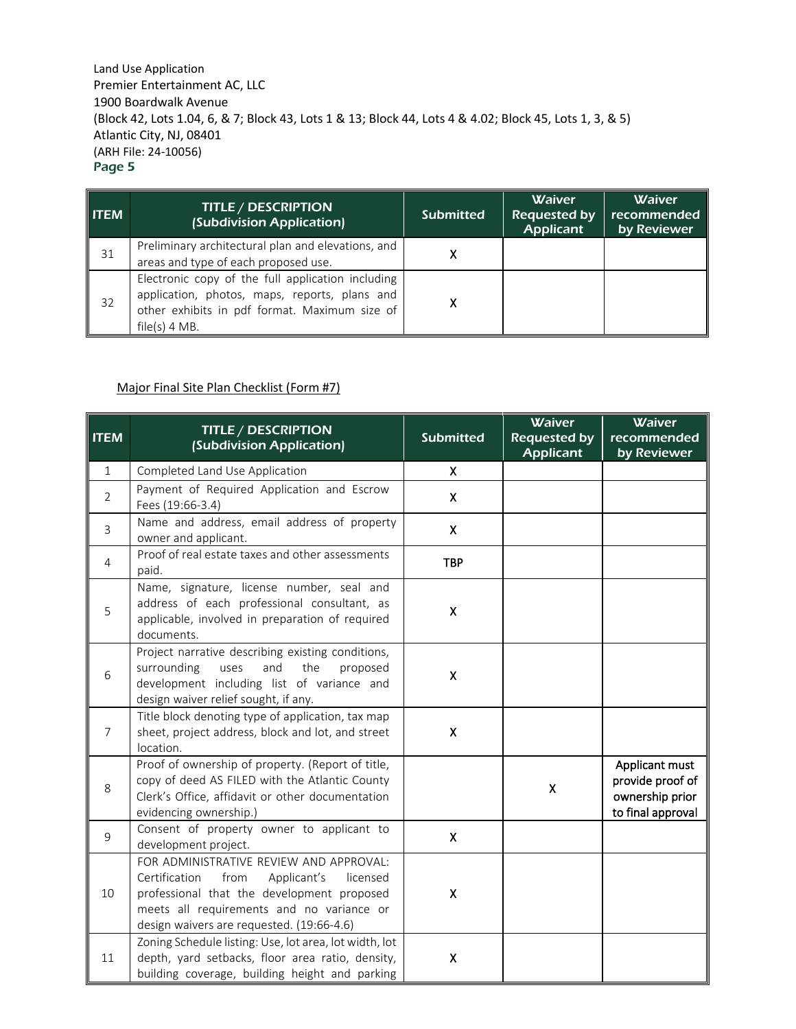Land Use Application
Premier Entertainment AC, LLC
1900 Boardwalk Avenue
(Block 42, Lots 1.04, 6, & 7; Block 43, Lots 1 & 13; Block 44, Lots 4 & 4.02; Block 45, Lots 1, 3, & 5)
Atlantic City, NJ, 08401
(ARH File: 24-10056)

| ITEM | TITLE / DESCRIPTION (Subdivision Application) | Submitted | Waiver Requested by Applicant | Waiver recommended by Reviewer |
|---|---|---|---|---|
| 31 | Preliminary architectural plan and elevations, and areas and type of each proposed use. | X | | |
| 32 | Electronic copy of the full application including application, photos, maps, reports, plans and other exhibits in pdf format. Maximum size of file(s) 4 MB. | X | | |

Major Final Site Plan Checklist (Form #7)

| ITEM | TITLE / DESCRIPTION (Subdivision Application) | Submitted | Waiver Requested by Applicant | Waiver recommended by Reviewer |
|---|---|---|---|---|
| 1 | Completed Land Use Application | X | | |
| 2 | Payment of Required Application and Escrow Fees (19:66-3.4) | X | | |
| 3 | Name and address, email address of property owner and applicant. | X | | |
| 4 | Proof of real estate taxes and other assessments paid. | TBP | | |
| 5 | Name, signature, license number, seal and address of each professional consultant, as applicable, involved in preparation of required documents. | X | | |
| 6 | Project narrative describing existing conditions, surrounding uses and the proposed development including list of variance and design waiver relief sought, if any. | X | | |
| 7 | Title block denoting type of application, tax map sheet, project address, block and lot, and street location. | X | | |
| 8 | Proof of ownership of property. (Report of title, copy of deed AS FILED with the Atlantic County Clerk's Office, affidavit or other documentation evidencing ownership.) | | X | Applicant must provide proof of ownership prior to final approval |
| 9 | Consent of property owner to applicant to development project. | X | | |
| 10 | FOR ADMINISTRATIVE REVIEW AND APPROVAL: Certification from Applicant's licensed professional that the development proposed meets all requirements and no variance or design waivers are requested. (19:66-4.6) | X | | |
| 11 | Zoning Schedule listing: Use, lot area, lot width, lot depth, yard setbacks, floor area ratio, density, building coverage, building height and parking | X | | |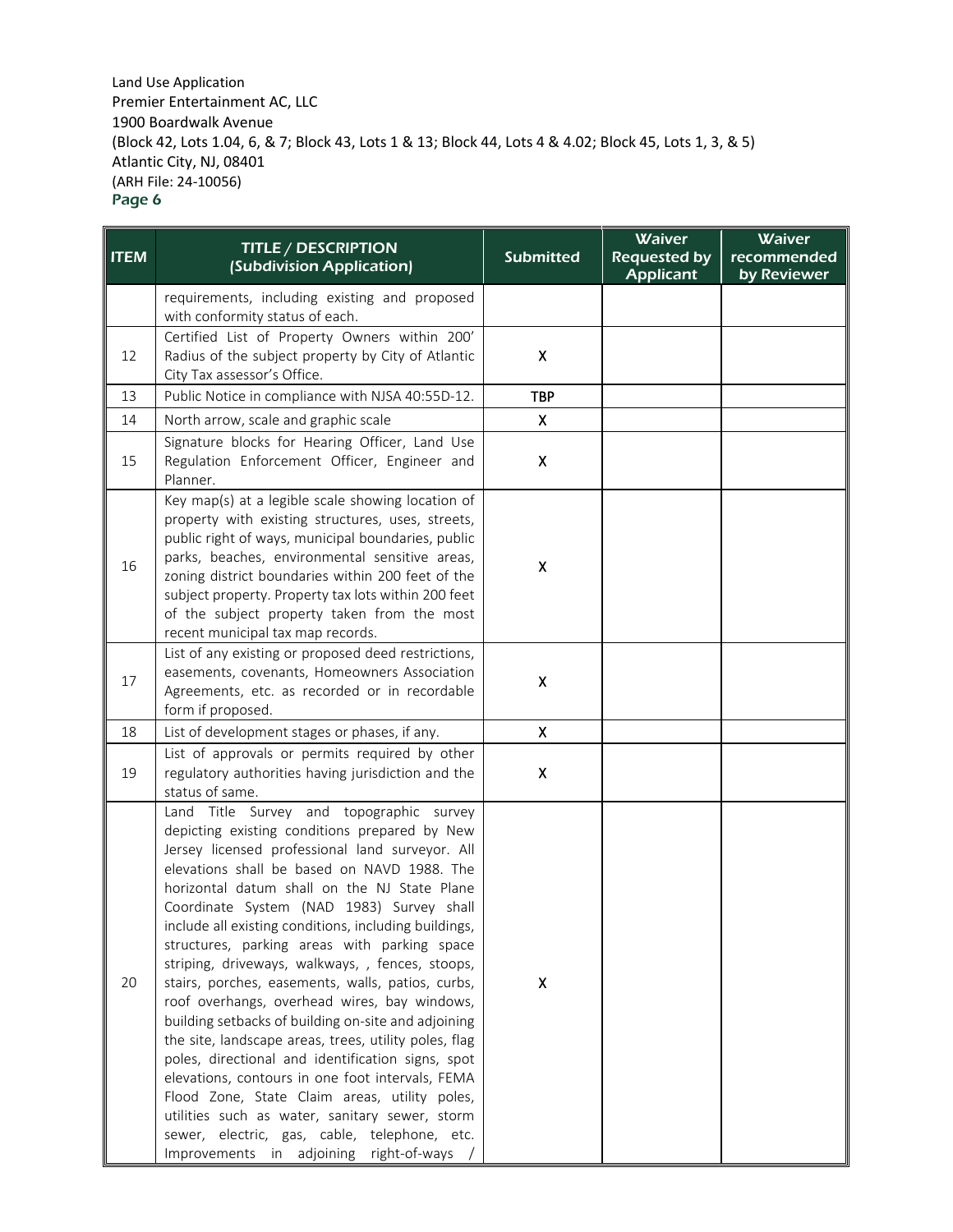Land Use Application
Premier Entertainment AC, LLC
1900 Boardwalk Avenue
(Block 42, Lots 1.04, 6, & 7; Block 43, Lots 1 & 13; Block 44, Lots 4 & 4.02; Block 45, Lots 1, 3, & 5)
Atlantic City, NJ, 08401
(ARH File: 24-10056)
Page 6

| ITEM | TITLE / DESCRIPTION (Subdivision Application) | Submitted | Waiver Requested by Applicant | Waiver recommended by Reviewer |
|---|---|---|---|---|
| | requirements, including existing and proposed with conformity status of each. | | | |
| 12 | Certified List of Property Owners within 200' Radius of the subject property by City of Atlantic City Tax assessor's Office. | X | | |
| 13 | Public Notice in compliance with NJSA 40:55D-12. | TBP | | |
| 14 | North arrow, scale and graphic scale | X | | |
| 15 | Signature blocks for Hearing Officer, Land Use Regulation Enforcement Officer, Engineer and Planner. | X | | |
| 16 | Key map(s) at a legible scale showing location of property with existing structures, uses, streets, public right of ways, municipal boundaries, public parks, beaches, environmental sensitive areas, zoning district boundaries within 200 feet of the subject property. Property tax lots within 200 feet of the subject property taken from the most recent municipal tax map records. | X | | |
| 17 | List of any existing or proposed deed restrictions, easements, covenants, Homeowners Association Agreements, etc. as recorded or in recordable form if proposed. | X | | |
| 18 | List of development stages or phases, if any. | X | | |
| 19 | List of approvals or permits required by other regulatory authorities having jurisdiction and the status of same. | X | | |
| 20 | Land Title Survey and topographic survey depicting existing conditions prepared by New Jersey licensed professional land surveyor. All elevations shall be based on NAVD 1988. The horizontal datum shall on the NJ State Plane Coordinate System (NAD 1983) Survey shall include all existing conditions, including buildings, structures, parking areas with parking space striping, driveways, walkways, , fences, stoops, stairs, porches, easements, walls, patios, curbs, roof overhangs, overhead wires, bay windows, building setbacks of building on-site and adjoining the site, landscape areas, trees, utility poles, flag poles, directional and identification signs, spot elevations, contours in one foot intervals, FEMA Flood Zone, State Claim areas, utility poles, utilities such as water, sanitary sewer, storm sewer, electric, gas, cable, telephone, etc. Improvements in adjoining right-of-ways / | X | | |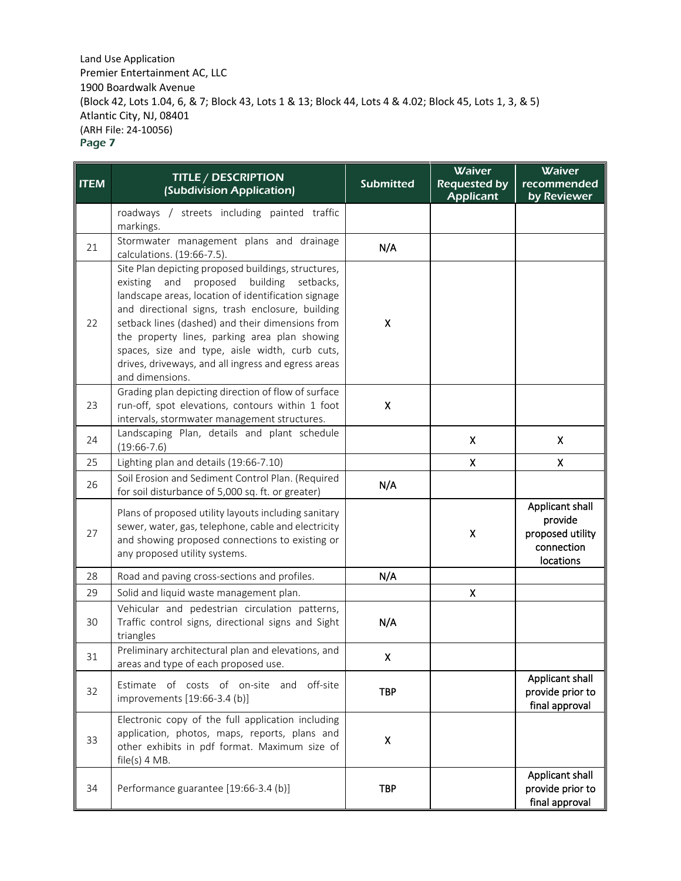Land Use Application
Premier Entertainment AC, LLC
1900 Boardwalk Avenue
(Block 42, Lots 1.04, 6, & 7; Block 43, Lots 1 & 13; Block 44, Lots 4 & 4.02; Block 45, Lots 1, 3, & 5)
Atlantic City, NJ, 08401
(ARH File: 24-10056)
Page 7

| ITEM | TITLE / DESCRIPTION (Subdivision Application) | Submitted | Waiver Requested by Applicant | Waiver recommended by Reviewer |
|---|---|---|---|---|
| | roadways / streets including painted traffic markings. | | | |
| 21 | Stormwater management plans and drainage calculations. (19:66-7.5). | N/A | | |
| 22 | Site Plan depicting proposed buildings, structures, existing and proposed building setbacks, landscape areas, location of identification signage and directional signs, trash enclosure, building setback lines (dashed) and their dimensions from the property lines, parking area plan showing spaces, size and type, aisle width, curb cuts, drives, driveways, and all ingress and egress areas and dimensions. | X | | |
| 23 | Grading plan depicting direction of flow of surface run-off, spot elevations, contours within 1 foot intervals, stormwater management structures. | X | | |
| 24 | Landscaping Plan, details and plant schedule (19:66-7.6) | | X | X |
| 25 | Lighting plan and details (19:66-7.10) | | X | X |
| 26 | Soil Erosion and Sediment Control Plan. (Required for soil disturbance of 5,000 sq. ft. or greater) | N/A | | |
| 27 | Plans of proposed utility layouts including sanitary sewer, water, gas, telephone, cable and electricity and showing proposed connections to existing or any proposed utility systems. | | X | Applicant shall provide proposed utility connection locations |
| 28 | Road and paving cross-sections and profiles. | N/A | | |
| 29 | Solid and liquid waste management plan. | | X | |
| 30 | Vehicular and pedestrian circulation patterns, Traffic control signs, directional signs and Sight triangles | N/A | | |
| 31 | Preliminary architectural plan and elevations, and areas and type of each proposed use. | X | | |
| 32 | Estimate of costs of on-site and off-site improvements [19:66-3.4 (b)] | TBP | | Applicant shall provide prior to final approval |
| 33 | Electronic copy of the full application including application, photos, maps, reports, plans and other exhibits in pdf format. Maximum size of file(s) 4 MB. | X | | |
| 34 | Performance guarantee [19:66-3.4 (b)] | TBP | | Applicant shall provide prior to final approval |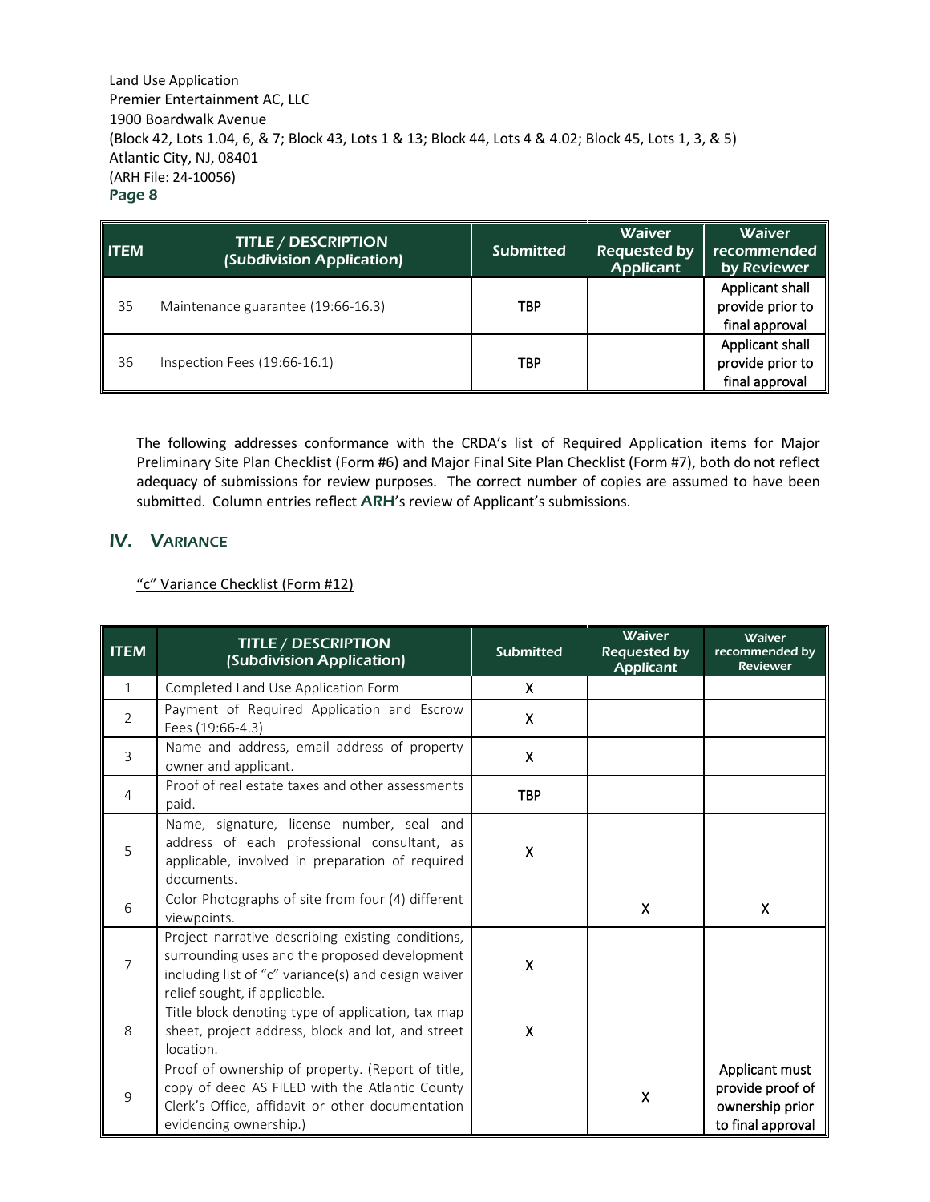| ITEM | TITLE / DESCRIPTION (Subdivision Application) | Submitted | Waiver Requested by Applicant | Waiver recommended by Reviewer |
|---|---|---|---|---|
| 35 | Maintenance guarantee (19:66-16.3) | TBP | | Applicant shall provide prior to final approval |
| 36 | Inspection Fees (19:66-16.1) | TBP | | Applicant shall provide prior to final approval |

The following addresses conformance with the CRDA's list of Required Application items for Major Preliminary Site Plan Checklist (Form #6) and Major Final Site Plan Checklist (Form #7), both do not reflect adequacy of submissions for review purposes. The correct number of copies are assumed to have been submitted. Column entries reflect **ARH**'s review of Applicant's submissions.

## IV. VARIANCE

"c" Variance Checklist (Form #12)

| ITEM | TITLE / DESCRIPTION (Subdivision Application) | Submitted | Waiver Requested by Applicant | Waiver recommended by Reviewer |
|---|---|---|---|---|
| 1 | Completed Land Use Application Form | X | | |
| 2 | Payment of Required Application and Escrow Fees (19:66-4.3) | X | | |
| 3 | Name and address, email address of property owner and applicant. | X | | |
| 4 | Proof of real estate taxes and other assessments paid. | TBP | | |
| 5 | Name, signature, license number, seal and address of each professional consultant, as applicable, involved in preparation of required documents. | X | | |
| 6 | Color Photographs of site from four (4) different viewpoints. | | X | X |
| 7 | Project narrative describing existing conditions, surrounding uses and the proposed development including list of "c" variance(s) and design waiver relief sought, if applicable. | X | | |
| 8 | Title block denoting type of application, tax map sheet, project address, block and lot, and street location. | X | | |
| 9 | Proof of ownership of property. (Report of title, copy of deed AS FILED with the Atlantic County Clerk's Office, affidavit or other documentation evidencing ownership.) | | X | Applicant must provide proof of ownership prior to final approval |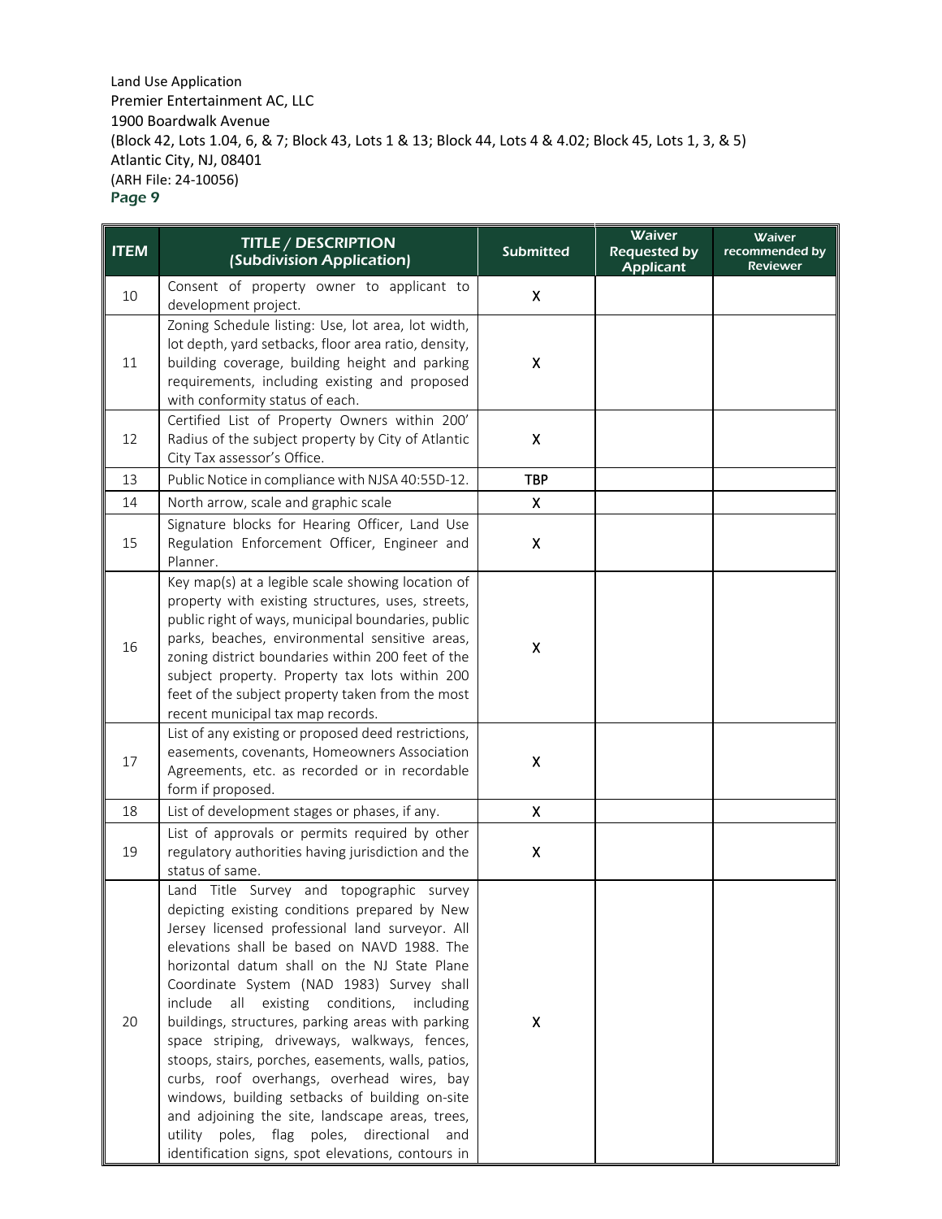Land Use Application
Premier Entertainment AC, LLC
1900 Boardwalk Avenue
(Block 42, Lots 1.04, 6, & 7; Block 43, Lots 1 & 13; Block 44, Lots 4 & 4.02; Block 45, Lots 1, 3, & 5)
Atlantic City, NJ, 08401
(ARH File: 24-10056)

| ITEM | TITLE / DESCRIPTION (Subdivision Application) | Submitted | Waiver Requested by Applicant | Waiver recommended by Reviewer |
|---|---|---|---|---|
| 10 | Consent of property owner to applicant to development project. | X | | |
| 11 | Zoning Schedule listing: Use, lot area, lot width, lot depth, yard setbacks, floor area ratio, density, building coverage, building height and parking requirements, including existing and proposed with conformity status of each. | X | | |
| 12 | Certified List of Property Owners within 200' Radius of the subject property by City of Atlantic City Tax assessor's Office. | X | | |
| 13 | Public Notice in compliance with NJSA 40:55D-12. | TBP | | |
| 14 | North arrow, scale and graphic scale | X | | |
| 15 | Signature blocks for Hearing Officer, Land Use Regulation Enforcement Officer, Engineer and Planner. | X | | |
| 16 | Key map(s) at a legible scale showing location of property with existing structures, uses, streets, public right of ways, municipal boundaries, public parks, beaches, environmental sensitive areas, zoning district boundaries within 200 feet of the subject property. Property tax lots within 200 feet of the subject property taken from the most recent municipal tax map records. | X | | |
| 17 | List of any existing or proposed deed restrictions, easements, covenants, Homeowners Association Agreements, etc. as recorded or in recordable form if proposed. | X | | |
| 18 | List of development stages or phases, if any. | X | | |
| 19 | List of approvals or permits required by other regulatory authorities having jurisdiction and the status of same. | X | | |
| 20 | Land Title Survey and topographic survey depicting existing conditions prepared by New Jersey licensed professional land surveyor. All elevations shall be based on NAVD 1988. The horizontal datum shall on the NJ State Plane Coordinate System (NAD 1983) Survey shall include all existing conditions, including buildings, structures, parking areas with parking space striping, driveways, walkways, fences, stoops, stairs, porches, easements, walls, patios, curbs, roof overhangs, overhead wires, bay windows, building setbacks of building on-site and adjoining the site, landscape areas, trees, utility poles, flag poles, directional and identification signs, spot elevations, contours in | X | | |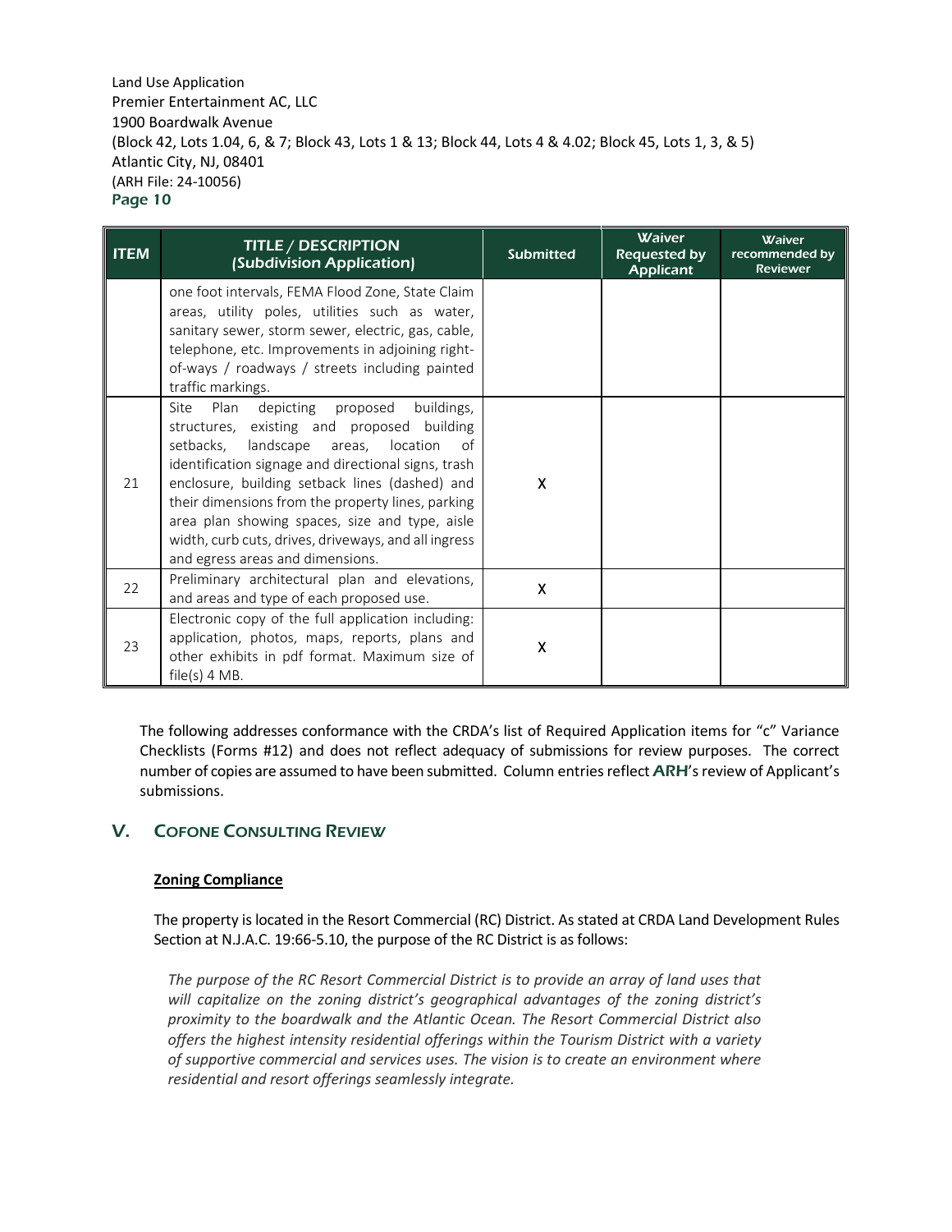| ITEM | TITLE / DESCRIPTION (Subdivision Application) | Submitted | Waiver Requested by Applicant | Waiver recommended by Reviewer |
|---|---|---|---|---|
| | one foot intervals, FEMA Flood Zone, State Claim areas, utility poles, utilities such as water, sanitary sewer, storm sewer, electric, gas, cable, telephone, etc. Improvements in adjoining right-of-ways / roadways / streets including painted traffic markings. | | | |
| 21 | Site Plan depicting proposed buildings, structures, existing and proposed building setbacks, landscape areas, location of identification signage and directional signs, trash enclosure, building setback lines (dashed) and their dimensions from the property lines, parking area plan showing spaces, size and type, aisle width, curb cuts, drives, driveways, and all ingress and egress areas and dimensions. | X | | |
| 22 | Preliminary architectural plan and elevations, and areas and type of each proposed use. | X | | |
| 23 | Electronic copy of the full application including: application, photos, maps, reports, plans and other exhibits in pdf format. Maximum size of file(s) 4 MB. | X | | |

The following addresses conformance with the CRDA's list of Required Application items for "c" Variance Checklists (Forms #12) and does not reflect adequacy of submissions for review purposes. The correct number of copies are assumed to have been submitted. Column entries reflect **ARH**'s review of Applicant's submissions.

## V. COFONE CONSULTING REVIEW

**Zoning Compliance**

The property is located in the Resort Commercial (RC) District. As stated at CRDA Land Development Rules Section at N.J.A.C. 19:66-5.10, the purpose of the RC District is as follows:

*The purpose of the RC Resort Commercial District is to provide an array of land uses that will capitalize on the zoning district's geographical advantages of the zoning district's proximity to the boardwalk and the Atlantic Ocean. The Resort Commercial District also offers the highest intensity residential offerings within the Tourism District with a variety of supportive commercial and services uses. The vision is to create an environment where residential and resort offerings seamlessly integrate.*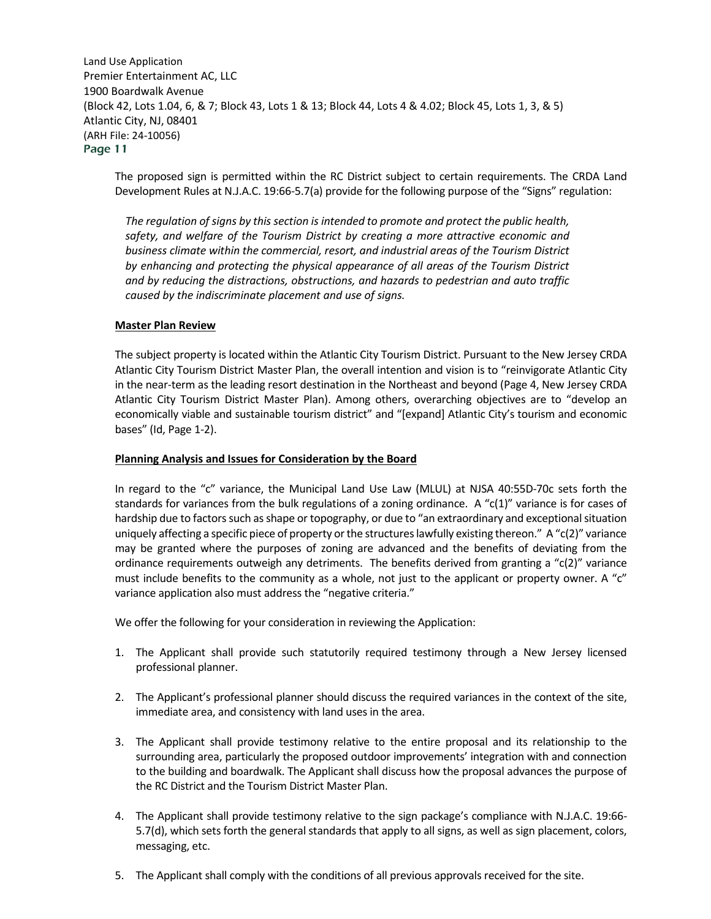The proposed sign is permitted within the RC District subject to certain requirements. The CRDA Land Development Rules at N.J.A.C. 19:66-5.7(a) provide for the following purpose of the "Signs" regulation:

> *The regulation of signs by this section is intended to promote and protect the public health, safety, and welfare of the Tourism District by creating a more attractive economic and business climate within the commercial, resort, and industrial areas of the Tourism District by enhancing and protecting the physical appearance of all areas of the Tourism District and by reducing the distractions, obstructions, and hazards to pedestrian and auto traffic caused by the indiscriminate placement and use of signs.*

**Master Plan Review**

The subject property is located within the Atlantic City Tourism District. Pursuant to the New Jersey CRDA Atlantic City Tourism District Master Plan, the overall intention and vision is to "reinvigorate Atlantic City in the near-term as the leading resort destination in the Northeast and beyond (Page 4, New Jersey CRDA Atlantic City Tourism District Master Plan). Among others, overarching objectives are to "develop an economically viable and sustainable tourism district" and "[expand] Atlantic City's tourism and economic bases" (Id, Page 1-2).

**Planning Analysis and Issues for Consideration by the Board**

In regard to the "c" variance, the Municipal Land Use Law (MLUL) at NJSA 40:55D-70c sets forth the standards for variances from the bulk regulations of a zoning ordinance. A "c(1)" variance is for cases of hardship due to factors such as shape or topography, or due to "an extraordinary and exceptional situation uniquely affecting a specific piece of property or the structures lawfully existing thereon." A "c(2)" variance may be granted where the purposes of zoning are advanced and the benefits of deviating from the ordinance requirements outweigh any detriments. The benefits derived from granting a "c(2)" variance must include benefits to the community as a whole, not just to the applicant or property owner. A "c" variance application also must address the "negative criteria."

We offer the following for your consideration in reviewing the Application:

1. The Applicant shall provide such statutorily required testimony through a New Jersey licensed professional planner.
2. The Applicant's professional planner should discuss the required variances in the context of the site, immediate area, and consistency with land uses in the area.
3. The Applicant shall provide testimony relative to the entire proposal and its relationship to the surrounding area, particularly the proposed outdoor improvements' integration with and connection to the building and boardwalk. The Applicant shall discuss how the proposal advances the purpose of the RC District and the Tourism District Master Plan.
4. The Applicant shall provide testimony relative to the sign package's compliance with N.J.A.C. 19:66-5.7(d), which sets forth the general standards that apply to all signs, as well as sign placement, colors, messaging, etc.
5. The Applicant shall comply with the conditions of all previous approvals received for the site.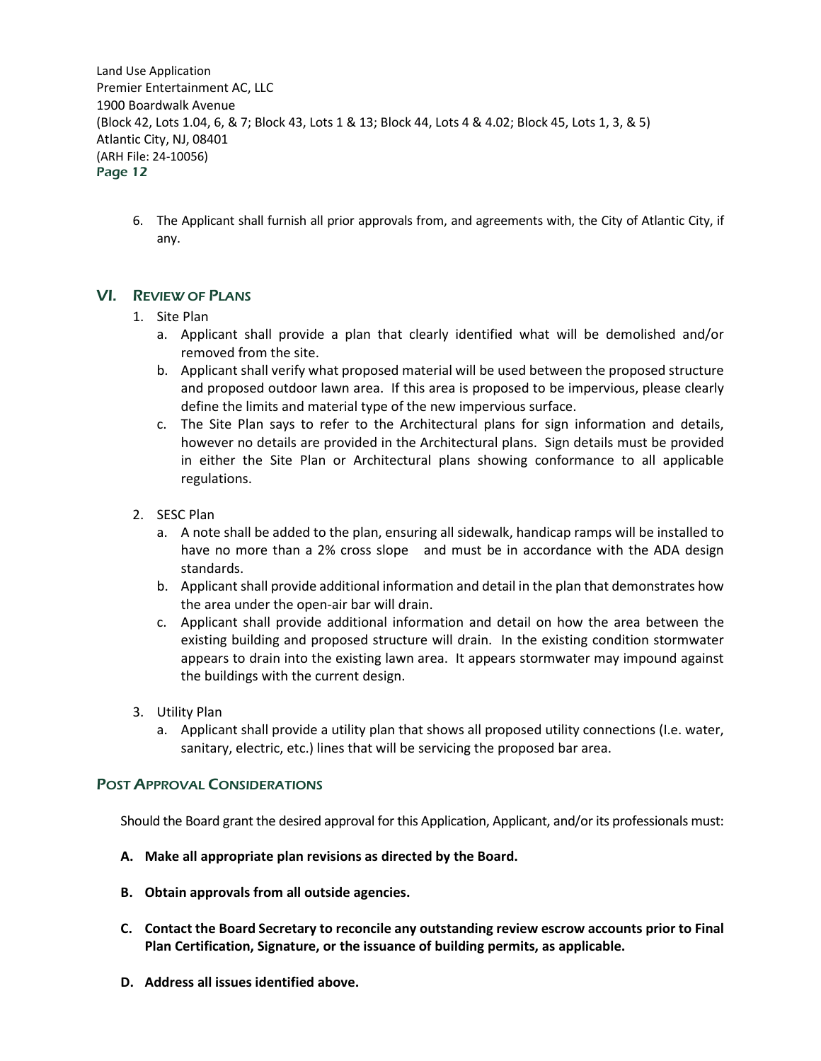6. The Applicant shall furnish all prior approvals from, and agreements with, the City of Atlantic City, if any.

## VI. Review of Plans

1. Site Plan
   a. Applicant shall provide a plan that clearly identified what will be demolished and/or removed from the site.
   b. Applicant shall verify what proposed material will be used between the proposed structure and proposed outdoor lawn area. If this area is proposed to be impervious, please clearly define the limits and material type of the new impervious surface.
   c. The Site Plan says to refer to the Architectural plans for sign information and details, however no details are provided in the Architectural plans. Sign details must be provided in either the Site Plan or Architectural plans showing conformance to all applicable regulations.

2. SESC Plan
   a. A note shall be added to the plan, ensuring all sidewalk, handicap ramps will be installed to have no more than a 2% cross slope and must be in accordance with the ADA design standards.
   b. Applicant shall provide additional information and detail in the plan that demonstrates how the area under the open-air bar will drain.
   c. Applicant shall provide additional information and detail on how the area between the existing building and proposed structure will drain. In the existing condition stormwater appears to drain into the existing lawn area. It appears stormwater may impound against the buildings with the current design.

3. Utility Plan
   a. Applicant shall provide a utility plan that shows all proposed utility connections (I.e. water, sanitary, electric, etc.) lines that will be servicing the proposed bar area.

## Post Approval Considerations

Should the Board grant the desired approval for this Application, Applicant, and/or its professionals must:

**A. Make all appropriate plan revisions as directed by the Board.**

**B. Obtain approvals from all outside agencies.**

**C. Contact the Board Secretary to reconcile any outstanding review escrow accounts prior to Final Plan Certification, Signature, or the issuance of building permits, as applicable.**

**D. Address all issues identified above.**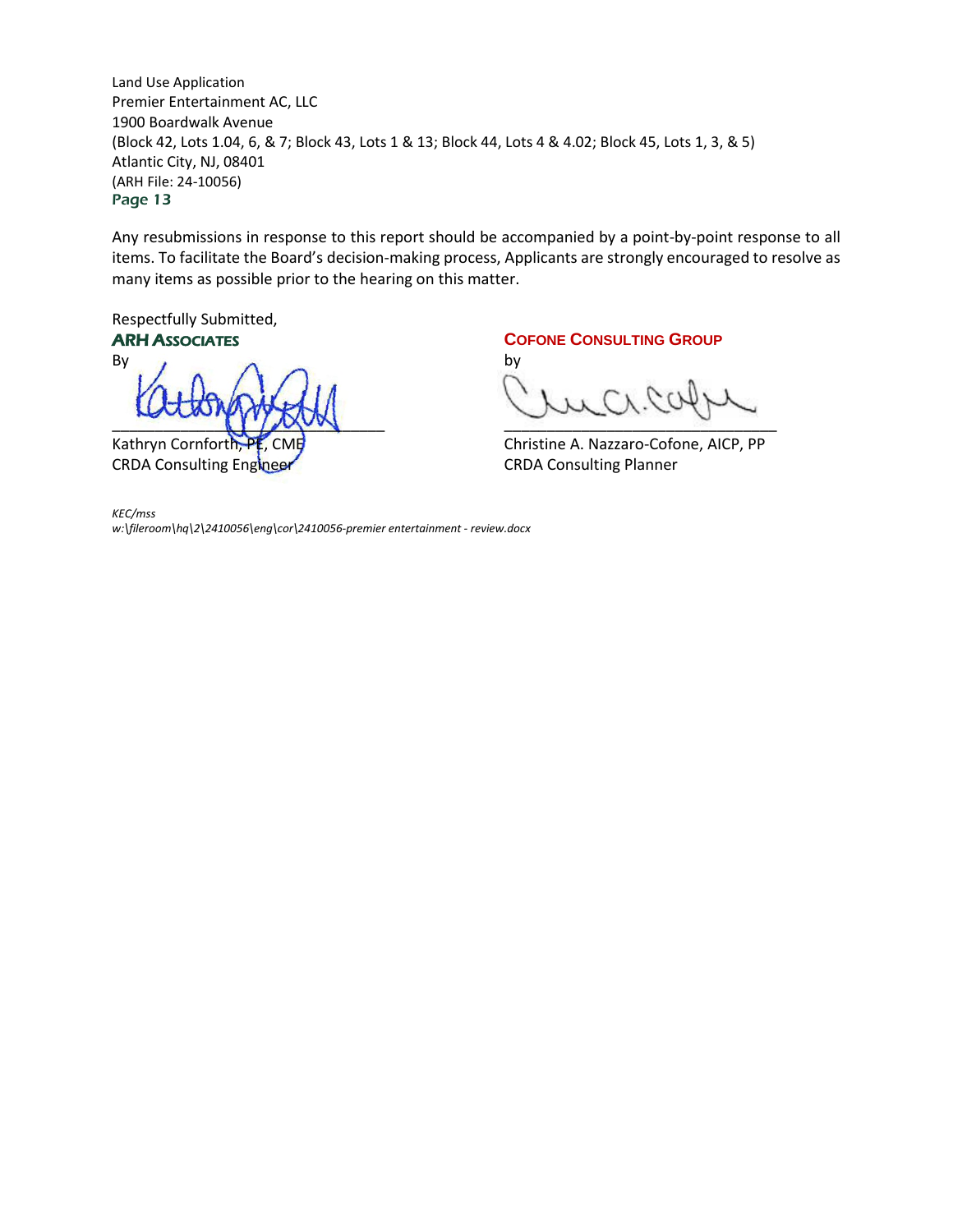Any resubmissions in response to this report should be accompanied by a point-by-point response to all items. To facilitate the Board's decision-making process, Applicants are strongly encouraged to resolve as many items as possible prior to the hearing on this matter.

Respectfully Submitted,

**ARH ASSOCIATES**

By

\_\_\_\_\_\_\_\_\_\_\_\_\_\_\_\_\_\_\_\_\_\_\_\_\_\_\_\_\_\_\_\_\_\_

Kathryn Cornforth, PE, CME
CRDA Consulting Engineer

**COFONE CONSULTING GROUP**

by

\_\_\_\_\_\_\_\_\_\_\_\_\_\_\_\_\_\_\_\_\_\_\_\_\_\_\_\_\_\_\_\_\_\_

Christine A. Nazzaro-Cofone, AICP, PP
CRDA Consulting Planner

*KEC/mss*
*w:\fileroom\hq\2\2410056\eng\cor\2410056-premier entertainment - review.docx*